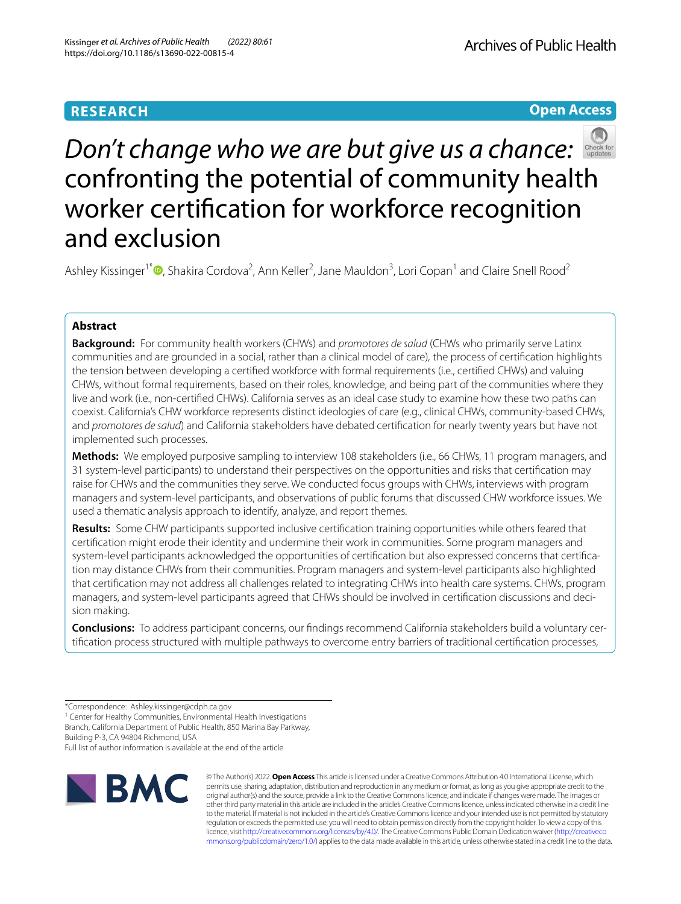**RESEARCH** **Open Access**

# *Don't change who we are but give us a chance:* confronting the potential of community health worker certification for workforce recognition and exclusion

Ashley Kissinger[1*], Shakira Cordova[2], Ann Keller[2], Jane Mauldon[3], Lori Copan[1] and Claire Snell Rood[2]

## Abstract

**Background:** For community health workers (CHWs) and *promotores de salud* (CHWs who primarily serve Latinx communities and are grounded in a social, rather than a clinical model of care), the process of certification highlights the tension between developing a certified workforce with formal requirements (i.e., certified CHWs) and valuing CHWs, without formal requirements, based on their roles, knowledge, and being part of the communities where they live and work (i.e., non-certified CHWs). California serves as an ideal case study to examine how these two paths can coexist. California's CHW workforce represents distinct ideologies of care (e.g., clinical CHWs, community-based CHWs, and *promotores de salud*) and California stakeholders have debated certification for nearly twenty years but have not implemented such processes.

**Methods:** We employed purposive sampling to interview 108 stakeholders (i.e., 66 CHWs, 11 program managers, and 31 system-level participants) to understand their perspectives on the opportunities and risks that certification may raise for CHWs and the communities they serve. We conducted focus groups with CHWs, interviews with program managers and system-level participants, and observations of public forums that discussed CHW workforce issues. We used a thematic analysis approach to identify, analyze, and report themes.

**Results:** Some CHW participants supported inclusive certification training opportunities while others feared that certification might erode their identity and undermine their work in communities. Some program managers and system-level participants acknowledged the opportunities of certification but also expressed concerns that certification may distance CHWs from their communities. Program managers and system-level participants also highlighted that certification may not address all challenges related to integrating CHWs into health care systems. CHWs, program managers, and system-level participants agreed that CHWs should be involved in certification discussions and decision making.

**Conclusions:** To address participant concerns, our findings recommend California stakeholders build a voluntary certification process structured with multiple pathways to overcome entry barriers of traditional certification processes,

*Correspondence: Ashley.kissinger@cdph.ca.gov

[1] Center for Healthy Communities, Environmental Health Investigations Branch, California Department of Public Health, 850 Marina Bay Parkway, Building P-3, CA 94804 Richmond, USA

Full list of author information is available at the end of the article

© The Author(s) 2022. **Open Access** This article is licensed under a Creative Commons Attribution 4.0 International License, which permits use, sharing, adaptation, distribution and reproduction in any medium or format, as long as you give appropriate credit to the original author(s) and the source, provide a link to the Creative Commons licence, and indicate if changes were made. The images or other third party material in this article are included in the article's Creative Commons licence, unless indicated otherwise in a credit line to the material. If material is not included in the article's Creative Commons licence and your intended use is not permitted by statutory regulation or exceeds the permitted use, you will need to obtain permission directly from the copyright holder. To view a copy of this licence, visit http://creativecommons.org/licenses/by/4.0/. The Creative Commons Public Domain Dedication waiver (http://creativecommons.org/publicdomain/zero/1.0/) applies to the data made available in this article, unless otherwise stated in a credit line to the data.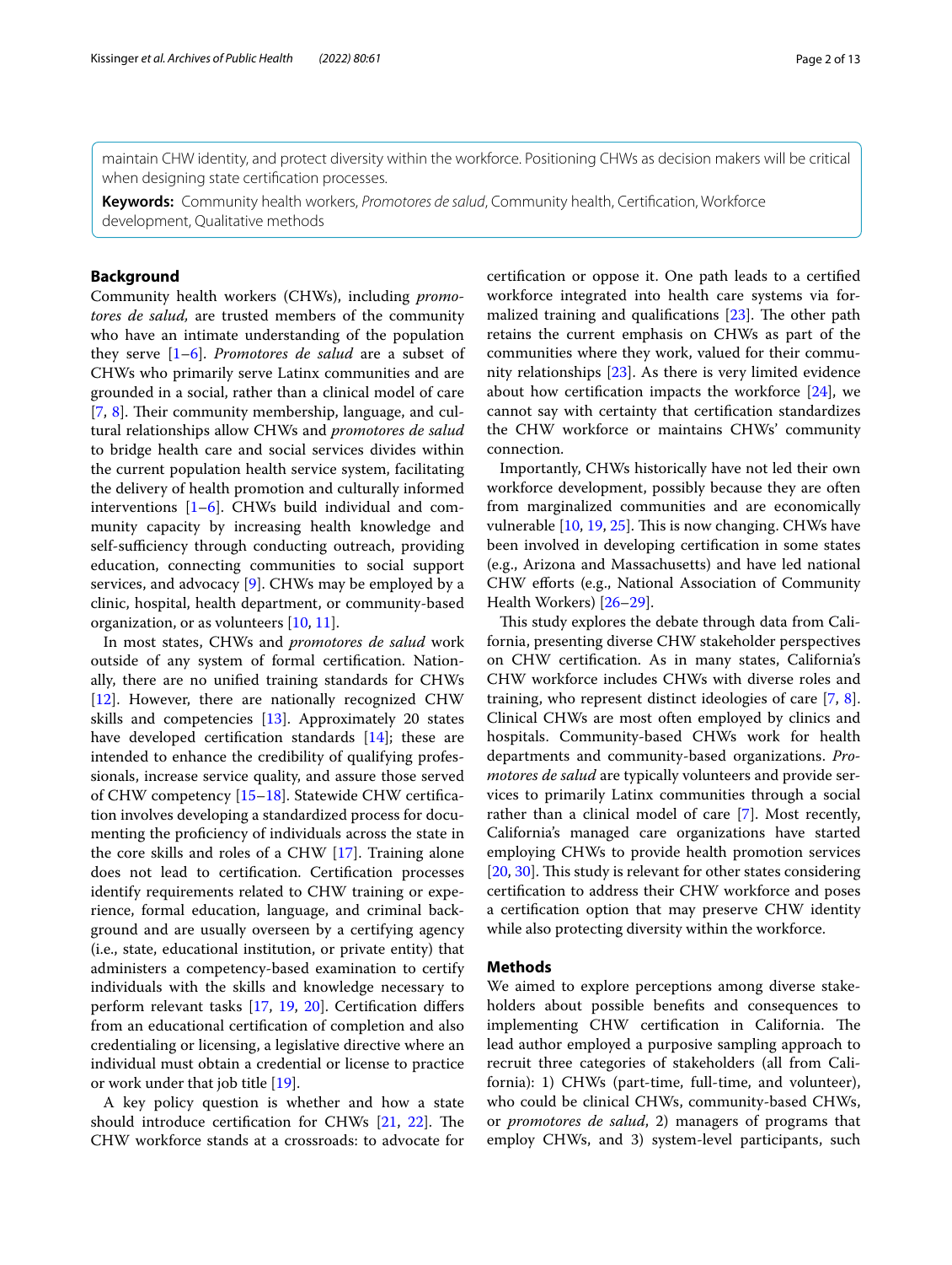maintain CHW identity, and protect diversity within the workforce. Positioning CHWs as decision makers will be critical when designing state certification processes.

**Keywords:** Community health workers, *Promotores de salud*, Community health, Certification, Workforce development, Qualitative methods

## Background

Community health workers (CHWs), including *promotores de salud,* are trusted members of the community who have an intimate understanding of the population they serve [1–6]. *Promotores de salud* are a subset of CHWs who primarily serve Latinx communities and are grounded in a social, rather than a clinical model of care [7, 8]. Their community membership, language, and cultural relationships allow CHWs and *promotores de salud* to bridge health care and social services divides within the current population health service system, facilitating the delivery of health promotion and culturally informed interventions [1–6]. CHWs build individual and community capacity by increasing health knowledge and self-sufficiency through conducting outreach, providing education, connecting communities to social support services, and advocacy [9]. CHWs may be employed by a clinic, hospital, health department, or community-based organization, or as volunteers [10, 11].

In most states, CHWs and *promotores de salud* work outside of any system of formal certification. Nationally, there are no unified training standards for CHWs [12]. However, there are nationally recognized CHW skills and competencies [13]. Approximately 20 states have developed certification standards [14]; these are intended to enhance the credibility of qualifying professionals, increase service quality, and assure those served of CHW competency [15–18]. Statewide CHW certification involves developing a standardized process for documenting the proficiency of individuals across the state in the core skills and roles of a CHW [17]. Training alone does not lead to certification. Certification processes identify requirements related to CHW training or experience, formal education, language, and criminal background and are usually overseen by a certifying agency (i.e., state, educational institution, or private entity) that administers a competency-based examination to certify individuals with the skills and knowledge necessary to perform relevant tasks [17, 19, 20]. Certification differs from an educational certification of completion and also credentialing or licensing, a legislative directive where an individual must obtain a credential or license to practice or work under that job title [19].

A key policy question is whether and how a state should introduce certification for CHWs [21, 22]. The CHW workforce stands at a crossroads: to advocate for certification or oppose it. One path leads to a certified workforce integrated into health care systems via formalized training and qualifications [23]. The other path retains the current emphasis on CHWs as part of the communities where they work, valued for their community relationships [23]. As there is very limited evidence about how certification impacts the workforce [24], we cannot say with certainty that certification standardizes the CHW workforce or maintains CHWs' community connection.

Importantly, CHWs historically have not led their own workforce development, possibly because they are often from marginalized communities and are economically vulnerable [10, 19, 25]. This is now changing. CHWs have been involved in developing certification in some states (e.g., Arizona and Massachusetts) and have led national CHW efforts (e.g., National Association of Community Health Workers) [26–29].

This study explores the debate through data from California, presenting diverse CHW stakeholder perspectives on CHW certification. As in many states, California's CHW workforce includes CHWs with diverse roles and training, who represent distinct ideologies of care [7, 8]. Clinical CHWs are most often employed by clinics and hospitals. Community-based CHWs work for health departments and community-based organizations. *Promotores de salud* are typically volunteers and provide services to primarily Latinx communities through a social rather than a clinical model of care [7]. Most recently, California's managed care organizations have started employing CHWs to provide health promotion services [20, 30]. This study is relevant for other states considering certification to address their CHW workforce and poses a certification option that may preserve CHW identity while also protecting diversity within the workforce.

## Methods

We aimed to explore perceptions among diverse stakeholders about possible benefits and consequences to implementing CHW certification in California. The lead author employed a purposive sampling approach to recruit three categories of stakeholders (all from California): 1) CHWs (part-time, full-time, and volunteer), who could be clinical CHWs, community-based CHWs, or *promotores de salud*, 2) managers of programs that employ CHWs, and 3) system-level participants, such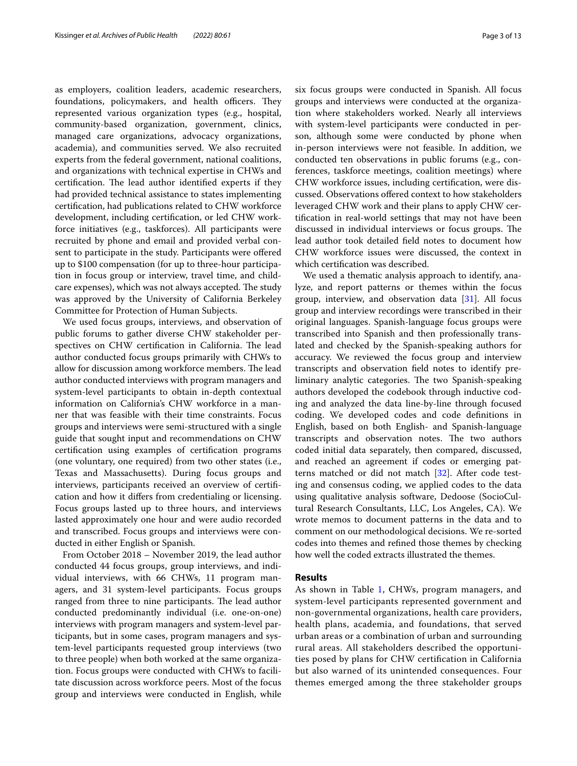as employers, coalition leaders, academic researchers, foundations, policymakers, and health officers. They represented various organization types (e.g., hospital, community-based organization, government, clinics, managed care organizations, advocacy organizations, academia), and communities served. We also recruited experts from the federal government, national coalitions, and organizations with technical expertise in CHWs and certification. The lead author identified experts if they had provided technical assistance to states implementing certification, had publications related to CHW workforce development, including certification, or led CHW workforce initiatives (e.g., taskforces). All participants were recruited by phone and email and provided verbal consent to participate in the study. Participants were offered up to $100 compensation (for up to three-hour participation in focus group or interview, travel time, and childcare expenses), which was not always accepted. The study was approved by the University of California Berkeley Committee for Protection of Human Subjects.

We used focus groups, interviews, and observation of public forums to gather diverse CHW stakeholder perspectives on CHW certification in California. The lead author conducted focus groups primarily with CHWs to allow for discussion among workforce members. The lead author conducted interviews with program managers and system-level participants to obtain in-depth contextual information on California's CHW workforce in a manner that was feasible with their time constraints. Focus groups and interviews were semi-structured with a single guide that sought input and recommendations on CHW certification using examples of certification programs (one voluntary, one required) from two other states (i.e., Texas and Massachusetts). During focus groups and interviews, participants received an overview of certification and how it differs from credentialing or licensing. Focus groups lasted up to three hours, and interviews lasted approximately one hour and were audio recorded and transcribed. Focus groups and interviews were conducted in either English or Spanish.

From October 2018 – November 2019, the lead author conducted 44 focus groups, group interviews, and individual interviews, with 66 CHWs, 11 program managers, and 31 system-level participants. Focus groups ranged from three to nine participants. The lead author conducted predominantly individual (i.e. one-on-one) interviews with program managers and system-level participants, but in some cases, program managers and system-level participants requested group interviews (two to three people) when both worked at the same organization. Focus groups were conducted with CHWs to facilitate discussion across workforce peers. Most of the focus group and interviews were conducted in English, while six focus groups were conducted in Spanish. All focus groups and interviews were conducted at the organization where stakeholders worked. Nearly all interviews with system-level participants were conducted in person, although some were conducted by phone when in-person interviews were not feasible. In addition, we conducted ten observations in public forums (e.g., conferences, taskforce meetings, coalition meetings) where CHW workforce issues, including certification, were discussed. Observations offered context to how stakeholders leveraged CHW work and their plans to apply CHW certification in real-world settings that may not have been discussed in individual interviews or focus groups. The lead author took detailed field notes to document how CHW workforce issues were discussed, the context in which certification was described.

We used a thematic analysis approach to identify, analyze, and report patterns or themes within the focus group, interview, and observation data [31]. All focus group and interview recordings were transcribed in their original languages. Spanish-language focus groups were transcribed into Spanish and then professionally translated and checked by the Spanish-speaking authors for accuracy. We reviewed the focus group and interview transcripts and observation field notes to identify preliminary analytic categories. The two Spanish-speaking authors developed the codebook through inductive coding and analyzed the data line-by-line through focused coding. We developed codes and code definitions in English, based on both English- and Spanish-language transcripts and observation notes. The two authors coded initial data separately, then compared, discussed, and reached an agreement if codes or emerging patterns matched or did not match [32]. After code testing and consensus coding, we applied codes to the data using qualitative analysis software, Dedoose (SocioCultural Research Consultants, LLC, Los Angeles, CA). We wrote memos to document patterns in the data and to comment on our methodological decisions. We re-sorted codes into themes and refined those themes by checking how well the coded extracts illustrated the themes.

## Results

As shown in Table 1, CHWs, program managers, and system-level participants represented government and non-governmental organizations, health care providers, health plans, academia, and foundations, that served urban areas or a combination of urban and surrounding rural areas. All stakeholders described the opportunities posed by plans for CHW certification in California but also warned of its unintended consequences. Four themes emerged among the three stakeholder groups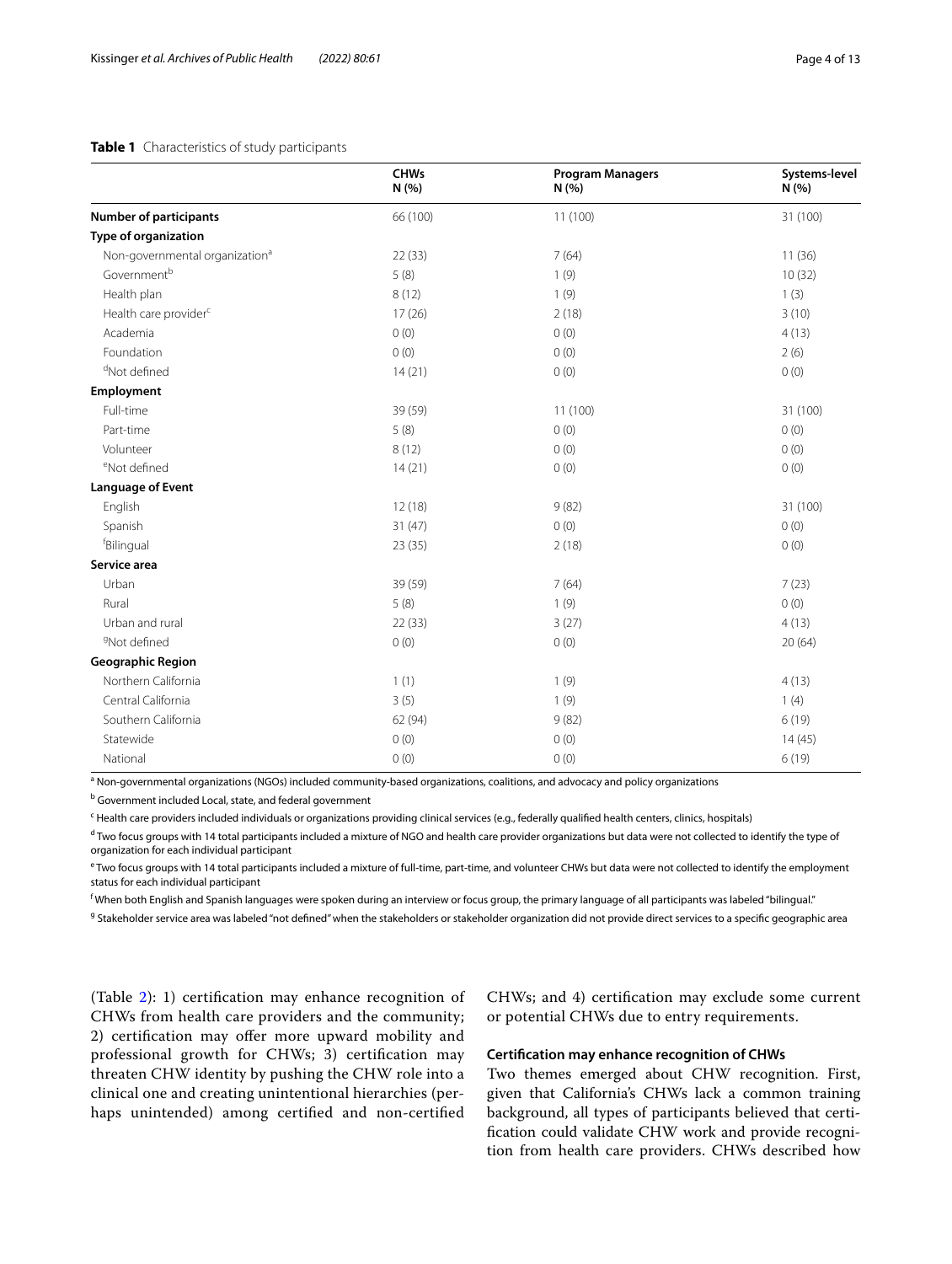**Table 1** Characteristics of study participants

| | CHWs N (%) | Program Managers N (%) | Systems-level N (%) |
|---|---|---|---|
| **Number of participants** | 66 (100) | 11 (100) | 31 (100) |
| **Type of organization** | | | |
| Non-governmental organization[a] | 22 (33) | 7 (64) | 11 (36) |
| Government[b] | 5 (8) | 1 (9) | 10 (32) |
| Health plan | 8 (12) | 1 (9) | 1 (3) |
| Health care provider[c] | 17 (26) | 2 (18) | 3 (10) |
| Academia | 0 (0) | 0 (0) | 4 (13) |
| Foundation | 0 (0) | 0 (0) | 2 (6) |
| [d]Not defined | 14 (21) | 0 (0) | 0 (0) |
| **Employment** | | | |
| Full-time | 39 (59) | 11 (100) | 31 (100) |
| Part-time | 5 (8) | 0 (0) | 0 (0) |
| Volunteer | 8 (12) | 0 (0) | 0 (0) |
| [e]Not defined | 14 (21) | 0 (0) | 0 (0) |
| **Language of Event** | | | |
| English | 12 (18) | 9 (82) | 31 (100) |
| Spanish | 31 (47) | 0 (0) | 0 (0) |
| [f]Bilingual | 23 (35) | 2 (18) | 0 (0) |
| **Service area** | | | |
| Urban | 39 (59) | 7 (64) | 7 (23) |
| Rural | 5 (8) | 1 (9) | 0 (0) |
| Urban and rural | 22 (33) | 3 (27) | 4 (13) |
| [g]Not defined | 0 (0) | 0 (0) | 20 (64) |
| **Geographic Region** | | | |
| Northern California | 1 (1) | 1 (9) | 4 (13) |
| Central California | 3 (5) | 1 (9) | 1 (4) |
| Southern California | 62 (94) | 9 (82) | 6 (19) |
| Statewide | 0 (0) | 0 (0) | 14 (45) |
| National | 0 (0) | 0 (0) | 6 (19) |

[a] Non-governmental organizations (NGOs) included community-based organizations, coalitions, and advocacy and policy organizations

[b] Government included Local, state, and federal government

[c] Health care providers included individuals or organizations providing clinical services (e.g., federally qualified health centers, clinics, hospitals)

[d] Two focus groups with 14 total participants included a mixture of NGO and health care provider organizations but data were not collected to identify the type of organization for each individual participant

[e] Two focus groups with 14 total participants included a mixture of full-time, part-time, and volunteer CHWs but data were not collected to identify the employment status for each individual participant

[f] When both English and Spanish languages were spoken during an interview or focus group, the primary language of all participants was labeled "bilingual."

[g] Stakeholder service area was labeled "not defined" when the stakeholders or stakeholder organization did not provide direct services to a specific geographic area

(Table 2): 1) certification may enhance recognition of CHWs from health care providers and the community; 2) certification may offer more upward mobility and professional growth for CHWs; 3) certification may threaten CHW identity by pushing the CHW role into a clinical one and creating unintentional hierarchies (perhaps unintended) among certified and non-certified CHWs; and 4) certification may exclude some current or potential CHWs due to entry requirements.

### Certification may enhance recognition of CHWs

Two themes emerged about CHW recognition. First, given that California's CHWs lack a common training background, all types of participants believed that certification could validate CHW work and provide recognition from health care providers. CHWs described how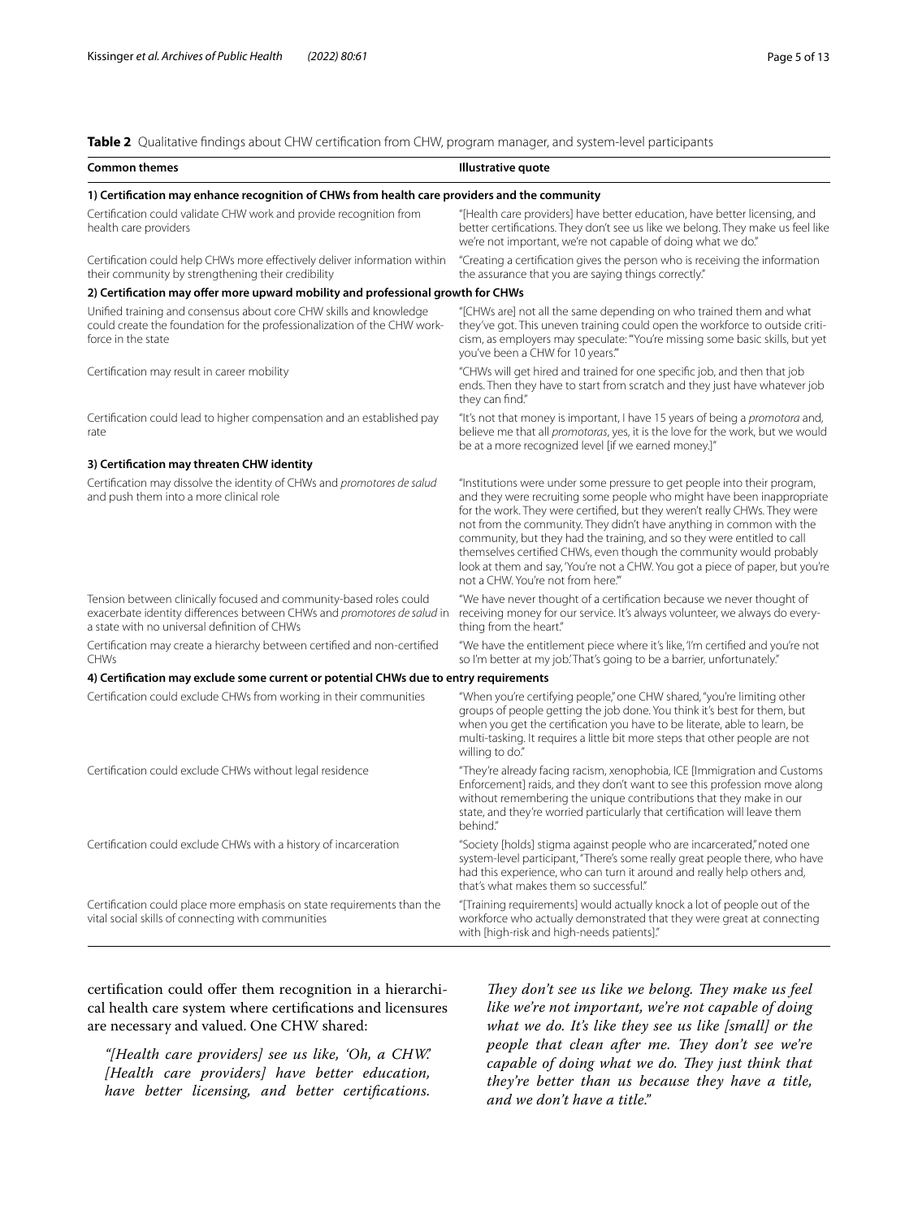**Table 2** Qualitative findings about CHW certification from CHW, program manager, and system-level participants

| Common themes | Illustrative quote |
|---|---|
| **1) Certification may enhance recognition of CHWs from health care providers and the community** | |
| Certification could validate CHW work and provide recognition from health care providers | "[Health care providers] have better education, have better licensing, and better certifications. They don't see us like we belong. They make us feel like we're not important, we're not capable of doing what we do." |
| Certification could help CHWs more effectively deliver information within their community by strengthening their credibility | "Creating a certification gives the person who is receiving the information the assurance that you are saying things correctly." |
| **2) Certification may offer more upward mobility and professional growth for CHWs** | |
| Unified training and consensus about core CHW skills and knowledge could create the foundation for the professionalization of the CHW workforce in the state | "[CHWs are] not all the same depending on who trained them and what they've got. This uneven training could open the workforce to outside criticism, as employers may speculate: "'You're missing some basic skills, but yet you've been a CHW for 10 years.'" |
| Certification may result in career mobility | "CHWs will get hired and trained for one specific job, and then that job ends. Then they have to start from scratch and they just have whatever job they can find." |
| Certification could lead to higher compensation and an established pay rate | "It's not that money is important, I have 15 years of being a *promotora* and, believe me that all *promotoras*, yes, it is the love for the work, but we would be at a more recognized level [if we earned money.]" |
| **3) Certification may threaten CHW identity** | |
| Certification may dissolve the identity of CHWs and *promotores de salud* and push them into a more clinical role | "Institutions were under some pressure to get people into their program, and they were recruiting some people who might have been inappropriate for the work. They were certified, but they weren't really CHWs. They were not from the community. They didn't have anything in common with the community, but they had the training, and so they were entitled to call themselves certified CHWs, even though the community would probably look at them and say, 'You're not a CHW. You got a piece of paper, but you're not a CHW. You're not from here.'" |
| Tension between clinically focused and community-based roles could exacerbate identity differences between CHWs and *promotores de salud* in a state with no universal definition of CHWs | "We have never thought of a certification because we never thought of receiving money for our service. It's always volunteer, we always do everything from the heart." |
| Certification may create a hierarchy between certified and non-certified CHWs | "We have the entitlement piece where it's like, 'I'm certified and you're not so I'm better at my job.' That's going to be a barrier, unfortunately." |
| **4) Certification may exclude some current or potential CHWs due to entry requirements** | |
| Certification could exclude CHWs from working in their communities | "When you're certifying people," one CHW shared, "you're limiting other groups of people getting the job done. You think it's best for them, but when you get the certification you have to be literate, able to learn, be multi-tasking. It requires a little bit more steps that other people are not willing to do." |
| Certification could exclude CHWs without legal residence | "They're already facing racism, xenophobia, ICE [Immigration and Customs Enforcement] raids, and they don't want to see this profession move along without remembering the unique contributions that they make in our state, and they're worried particularly that certification will leave them behind." |
| Certification could exclude CHWs with a history of incarceration | "Society [holds] stigma against people who are incarcerated," noted one system-level participant, "There's some really great people there, who have had this experience, who can turn it around and really help others and, that's what makes them so successful." |
| Certification could place more emphasis on state requirements than the vital social skills of connecting with communities | "[Training requirements] would actually knock a lot of people out of the workforce who actually demonstrated that they were great at connecting with [high-risk and high-needs patients]." |

certification could offer them recognition in a hierarchical health care system where certifications and licensures are necessary and valued. One CHW shared:

> *"[Health care providers] see us like, 'Oh, a CHW.' [Health care providers] have better education, have better licensing, and better certifications. They don't see us like we belong. They make us feel like we're not important, we're not capable of doing what we do. It's like they see us like [small] or the people that clean after me. They don't see we're capable of doing what we do. They just think that they're better than us because they have a title, and we don't have a title."*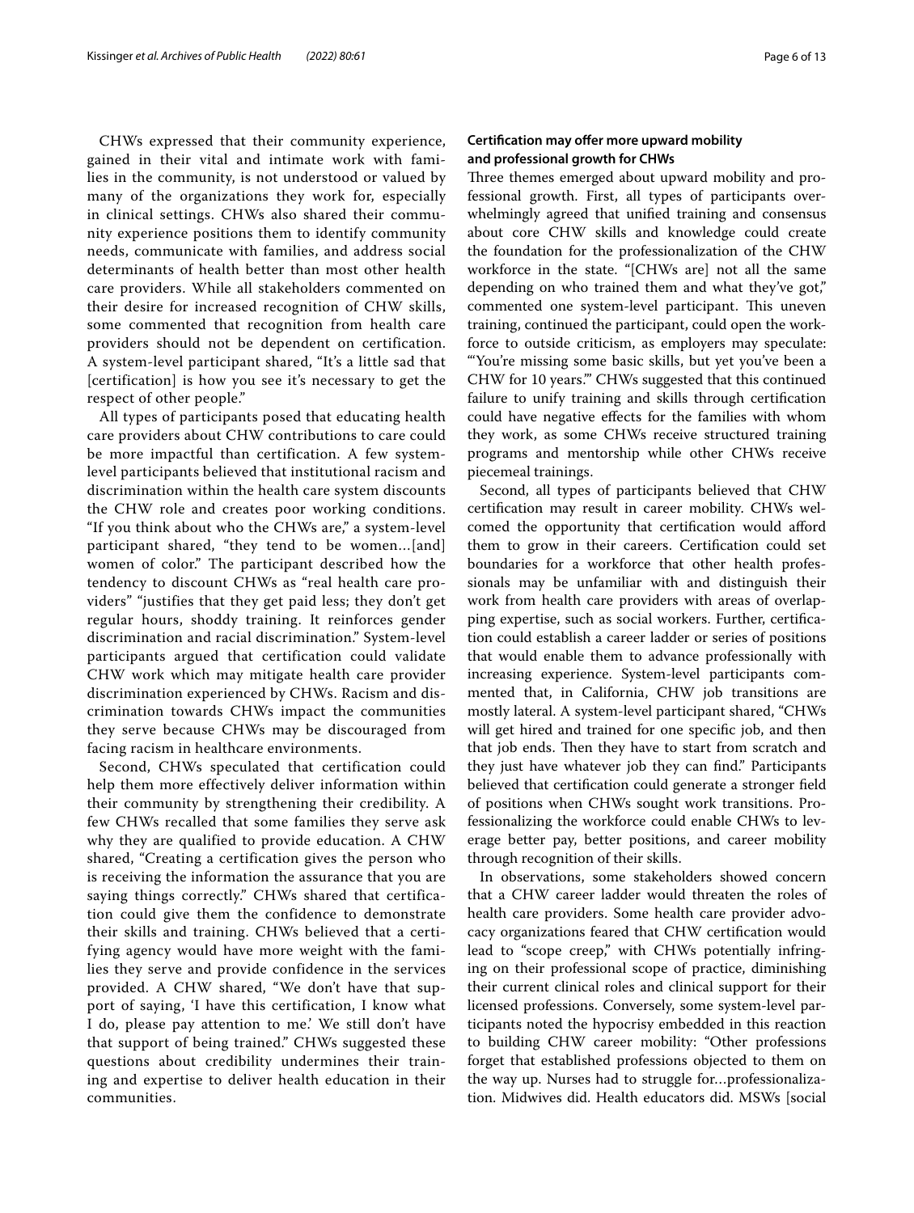CHWs expressed that their community experience, gained in their vital and intimate work with families in the community, is not understood or valued by many of the organizations they work for, especially in clinical settings. CHWs also shared their community experience positions them to identify community needs, communicate with families, and address social determinants of health better than most other health care providers. While all stakeholders commented on their desire for increased recognition of CHW skills, some commented that recognition from health care providers should not be dependent on certification. A system-level participant shared, "It's a little sad that [certification] is how you see it's necessary to get the respect of other people."

All types of participants posed that educating health care providers about CHW contributions to care could be more impactful than certification. A few system-level participants believed that institutional racism and discrimination within the health care system discounts the CHW role and creates poor working conditions. "If you think about who the CHWs are," a system-level participant shared, "they tend to be women…[and] women of color." The participant described how the tendency to discount CHWs as "real health care providers" "justifies that they get paid less; they don't get regular hours, shoddy training. It reinforces gender discrimination and racial discrimination." System-level participants argued that certification could validate CHW work which may mitigate health care provider discrimination experienced by CHWs. Racism and discrimination towards CHWs impact the communities they serve because CHWs may be discouraged from facing racism in healthcare environments.

Second, CHWs speculated that certification could help them more effectively deliver information within their community by strengthening their credibility. A few CHWs recalled that some families they serve ask why they are qualified to provide education. A CHW shared, "Creating a certification gives the person who is receiving the information the assurance that you are saying things correctly." CHWs shared that certification could give them the confidence to demonstrate their skills and training. CHWs believed that a certifying agency would have more weight with the families they serve and provide confidence in the services provided. A CHW shared, "We don't have that support of saying, 'I have this certification, I know what I do, please pay attention to me.' We still don't have that support of being trained." CHWs suggested these questions about credibility undermines their training and expertise to deliver health education in their communities.

### Certification may offer more upward mobility and professional growth for CHWs

Three themes emerged about upward mobility and professional growth. First, all types of participants overwhelmingly agreed that unified training and consensus about core CHW skills and knowledge could create the foundation for the professionalization of the CHW workforce in the state. "[CHWs are] not all the same depending on who trained them and what they've got," commented one system-level participant. This uneven training, continued the participant, could open the workforce to outside criticism, as employers may speculate: "'You're missing some basic skills, but yet you've been a CHW for 10 years.'" CHWs suggested that this continued failure to unify training and skills through certification could have negative effects for the families with whom they work, as some CHWs receive structured training programs and mentorship while other CHWs receive piecemeal trainings.

Second, all types of participants believed that CHW certification may result in career mobility. CHWs welcomed the opportunity that certification would afford them to grow in their careers. Certification could set boundaries for a workforce that other health professionals may be unfamiliar with and distinguish their work from health care providers with areas of overlapping expertise, such as social workers. Further, certification could establish a career ladder or series of positions that would enable them to advance professionally with increasing experience. System-level participants commented that, in California, CHW job transitions are mostly lateral. A system-level participant shared, "CHWs will get hired and trained for one specific job, and then that job ends. Then they have to start from scratch and they just have whatever job they can find." Participants believed that certification could generate a stronger field of positions when CHWs sought work transitions. Professionalizing the workforce could enable CHWs to leverage better pay, better positions, and career mobility through recognition of their skills.

In observations, some stakeholders showed concern that a CHW career ladder would threaten the roles of health care providers. Some health care provider advocacy organizations feared that CHW certification would lead to "scope creep," with CHWs potentially infringing on their professional scope of practice, diminishing their current clinical roles and clinical support for their licensed professions. Conversely, some system-level participants noted the hypocrisy embedded in this reaction to building CHW career mobility: "Other professions forget that established professions objected to them on the way up. Nurses had to struggle for…professionalization. Midwives did. Health educators did. MSWs [social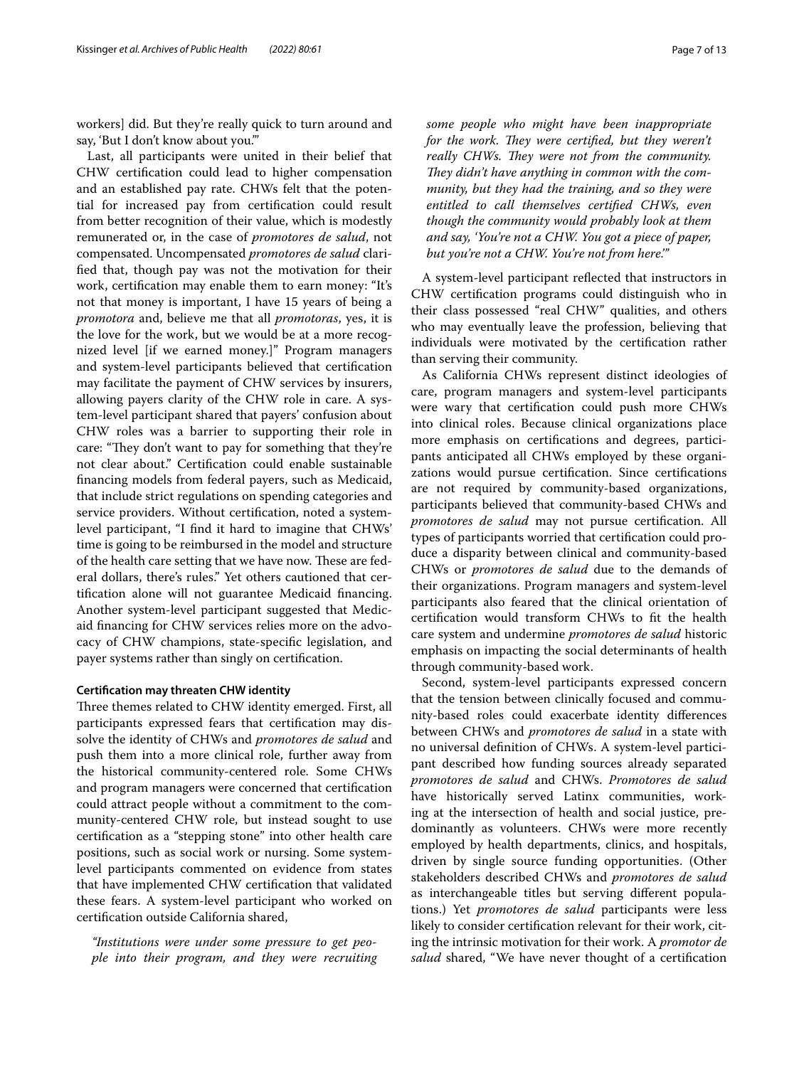workers] did. But they're really quick to turn around and say, 'But I don't know about you.'"

Last, all participants were united in their belief that CHW certification could lead to higher compensation and an established pay rate. CHWs felt that the potential for increased pay from certification could result from better recognition of their value, which is modestly remunerated or, in the case of *promotores de salud*, not compensated. Uncompensated *promotores de salud* clarified that, though pay was not the motivation for their work, certification may enable them to earn money: "It's not that money is important, I have 15 years of being a *promotora* and, believe me that all *promotoras*, yes, it is the love for the work, but we would be at a more recognized level [if we earned money.]" Program managers and system-level participants believed that certification may facilitate the payment of CHW services by insurers, allowing payers clarity of the CHW role in care. A system-level participant shared that payers' confusion about CHW roles was a barrier to supporting their role in care: "They don't want to pay for something that they're not clear about." Certification could enable sustainable financing models from federal payers, such as Medicaid, that include strict regulations on spending categories and service providers. Without certification, noted a system-level participant, "I find it hard to imagine that CHWs' time is going to be reimbursed in the model and structure of the health care setting that we have now. These are federal dollars, there's rules." Yet others cautioned that certification alone will not guarantee Medicaid financing. Another system-level participant suggested that Medicaid financing for CHW services relies more on the advocacy of CHW champions, state-specific legislation, and payer systems rather than singly on certification.

#### Certification may threaten CHW identity

Three themes related to CHW identity emerged. First, all participants expressed fears that certification may dissolve the identity of CHWs and *promotores de salud* and push them into a more clinical role, further away from the historical community-centered role. Some CHWs and program managers were concerned that certification could attract people without a commitment to the community-centered CHW role, but instead sought to use certification as a "stepping stone" into other health care positions, such as social work or nursing. Some system-level participants commented on evidence from states that have implemented CHW certification that validated these fears. A system-level participant who worked on certification outside California shared,

> *"Institutions were under some pressure to get people into their program, and they were recruiting some people who might have been inappropriate for the work. They were certified, but they weren't really CHWs. They were not from the community. They didn't have anything in common with the community, but they had the training, and so they were entitled to call themselves certified CHWs, even though the community would probably look at them and say, 'You're not a CHW. You got a piece of paper, but you're not a CHW. You're not from here.'"*

A system-level participant reflected that instructors in CHW certification programs could distinguish who in their class possessed "real CHW" qualities, and others who may eventually leave the profession, believing that individuals were motivated by the certification rather than serving their community.

As California CHWs represent distinct ideologies of care, program managers and system-level participants were wary that certification could push more CHWs into clinical roles. Because clinical organizations place more emphasis on certifications and degrees, participants anticipated all CHWs employed by these organizations would pursue certification. Since certifications are not required by community-based organizations, participants believed that community-based CHWs and *promotores de salud* may not pursue certification. All types of participants worried that certification could produce a disparity between clinical and community-based CHWs or *promotores de salud* due to the demands of their organizations. Program managers and system-level participants also feared that the clinical orientation of certification would transform CHWs to fit the health care system and undermine *promotores de salud* historic emphasis on impacting the social determinants of health through community-based work.

Second, system-level participants expressed concern that the tension between clinically focused and community-based roles could exacerbate identity differences between CHWs and *promotores de salud* in a state with no universal definition of CHWs. A system-level participant described how funding sources already separated *promotores de salud* and CHWs. *Promotores de salud* have historically served Latinx communities, working at the intersection of health and social justice, predominantly as volunteers. CHWs were more recently employed by health departments, clinics, and hospitals, driven by single source funding opportunities. (Other stakeholders described CHWs and *promotores de salud* as interchangeable titles but serving different populations.) Yet *promotores de salud* participants were less likely to consider certification relevant for their work, citing the intrinsic motivation for their work. A *promotor de salud* shared, "We have never thought of a certification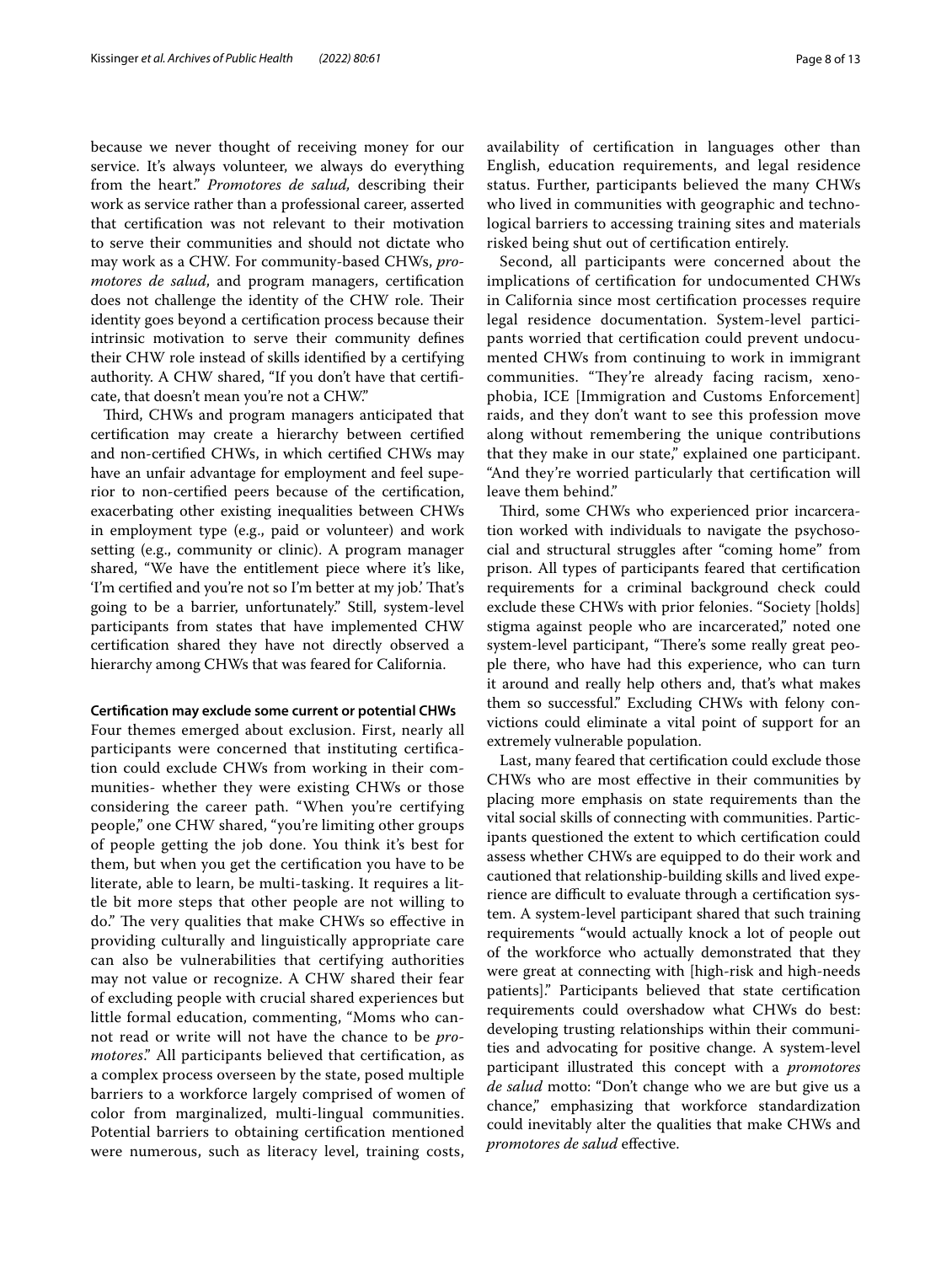because we never thought of receiving money for our service. It's always volunteer, we always do everything from the heart." *Promotores de salud,* describing their work as service rather than a professional career, asserted that certification was not relevant to their motivation to serve their communities and should not dictate who may work as a CHW. For community-based CHWs, *promotores de salud*, and program managers, certification does not challenge the identity of the CHW role. Their identity goes beyond a certification process because their intrinsic motivation to serve their community defines their CHW role instead of skills identified by a certifying authority. A CHW shared, "If you don't have that certificate, that doesn't mean you're not a CHW."

Third, CHWs and program managers anticipated that certification may create a hierarchy between certified and non-certified CHWs, in which certified CHWs may have an unfair advantage for employment and feel superior to non-certified peers because of the certification, exacerbating other existing inequalities between CHWs in employment type (e.g., paid or volunteer) and work setting (e.g., community or clinic). A program manager shared, "We have the entitlement piece where it's like, 'I'm certified and you're not so I'm better at my job.' That's going to be a barrier, unfortunately." Still, system-level participants from states that have implemented CHW certification shared they have not directly observed a hierarchy among CHWs that was feared for California.

#### Certification may exclude some current or potential CHWs

Four themes emerged about exclusion. First, nearly all participants were concerned that instituting certification could exclude CHWs from working in their communities- whether they were existing CHWs or those considering the career path. "When you're certifying people," one CHW shared, "you're limiting other groups of people getting the job done. You think it's best for them, but when you get the certification you have to be literate, able to learn, be multi-tasking. It requires a little bit more steps that other people are not willing to do." The very qualities that make CHWs so effective in providing culturally and linguistically appropriate care can also be vulnerabilities that certifying authorities may not value or recognize. A CHW shared their fear of excluding people with crucial shared experiences but little formal education, commenting, "Moms who cannot read or write will not have the chance to be *promotores*." All participants believed that certification, as a complex process overseen by the state, posed multiple barriers to a workforce largely comprised of women of color from marginalized, multi-lingual communities. Potential barriers to obtaining certification mentioned were numerous, such as literacy level, training costs, availability of certification in languages other than English, education requirements, and legal residence status. Further, participants believed the many CHWs who lived in communities with geographic and technological barriers to accessing training sites and materials risked being shut out of certification entirely.

Second, all participants were concerned about the implications of certification for undocumented CHWs in California since most certification processes require legal residence documentation. System-level participants worried that certification could prevent undocumented CHWs from continuing to work in immigrant communities. "They're already facing racism, xenophobia, ICE [Immigration and Customs Enforcement] raids, and they don't want to see this profession move along without remembering the unique contributions that they make in our state," explained one participant. "And they're worried particularly that certification will leave them behind."

Third, some CHWs who experienced prior incarceration worked with individuals to navigate the psychosocial and structural struggles after "coming home" from prison. All types of participants feared that certification requirements for a criminal background check could exclude these CHWs with prior felonies. "Society [holds] stigma against people who are incarcerated," noted one system-level participant, "There's some really great people there, who have had this experience, who can turn it around and really help others and, that's what makes them so successful." Excluding CHWs with felony convictions could eliminate a vital point of support for an extremely vulnerable population.

Last, many feared that certification could exclude those CHWs who are most effective in their communities by placing more emphasis on state requirements than the vital social skills of connecting with communities. Participants questioned the extent to which certification could assess whether CHWs are equipped to do their work and cautioned that relationship-building skills and lived experience are difficult to evaluate through a certification system. A system-level participant shared that such training requirements "would actually knock a lot of people out of the workforce who actually demonstrated that they were great at connecting with [high-risk and high-needs patients]." Participants believed that state certification requirements could overshadow what CHWs do best: developing trusting relationships within their communities and advocating for positive change. A system-level participant illustrated this concept with a *promotores de salud* motto: "Don't change who we are but give us a chance," emphasizing that workforce standardization could inevitably alter the qualities that make CHWs and *promotores de salud* effective.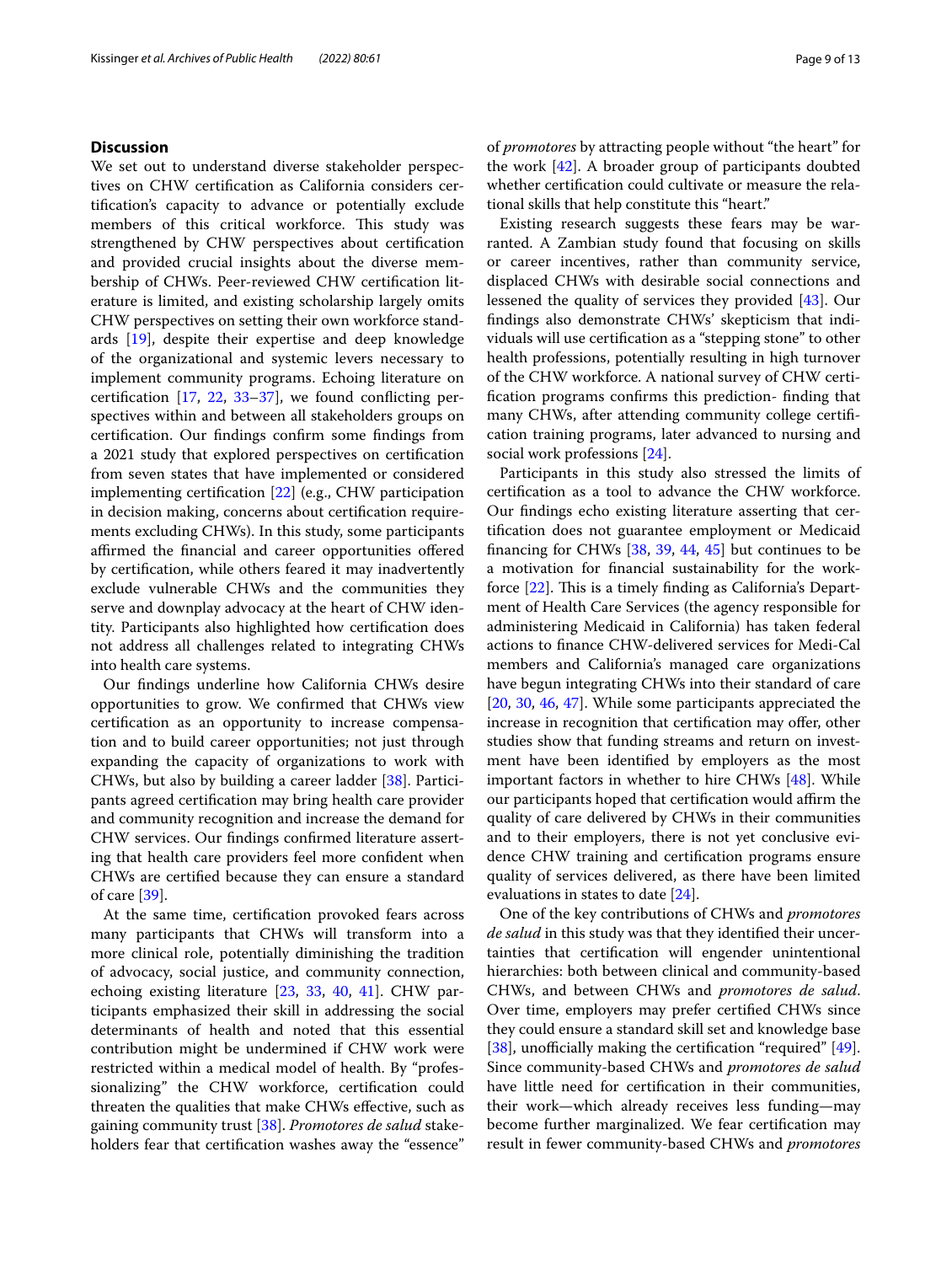## Discussion

We set out to understand diverse stakeholder perspectives on CHW certification as California considers certification's capacity to advance or potentially exclude members of this critical workforce. This study was strengthened by CHW perspectives about certification and provided crucial insights about the diverse membership of CHWs. Peer-reviewed CHW certification literature is limited, and existing scholarship largely omits CHW perspectives on setting their own workforce standards [19], despite their expertise and deep knowledge of the organizational and systemic levers necessary to implement community programs. Echoing literature on certification [17, 22, 33–37], we found conflicting perspectives within and between all stakeholders groups on certification. Our findings confirm some findings from a 2021 study that explored perspectives on certification from seven states that have implemented or considered implementing certification [22] (e.g., CHW participation in decision making, concerns about certification requirements excluding CHWs). In this study, some participants affirmed the financial and career opportunities offered by certification, while others feared it may inadvertently exclude vulnerable CHWs and the communities they serve and downplay advocacy at the heart of CHW identity. Participants also highlighted how certification does not address all challenges related to integrating CHWs into health care systems.

Our findings underline how California CHWs desire opportunities to grow. We confirmed that CHWs view certification as an opportunity to increase compensation and to build career opportunities; not just through expanding the capacity of organizations to work with CHWs, but also by building a career ladder [38]. Participants agreed certification may bring health care provider and community recognition and increase the demand for CHW services. Our findings confirmed literature asserting that health care providers feel more confident when CHWs are certified because they can ensure a standard of care [39].

At the same time, certification provoked fears across many participants that CHWs will transform into a more clinical role, potentially diminishing the tradition of advocacy, social justice, and community connection, echoing existing literature [23, 33, 40, 41]. CHW participants emphasized their skill in addressing the social determinants of health and noted that this essential contribution might be undermined if CHW work were restricted within a medical model of health. By "professionalizing" the CHW workforce, certification could threaten the qualities that make CHWs effective, such as gaining community trust [38]. *Promotores de salud* stakeholders fear that certification washes away the "essence" of *promotores* by attracting people without "the heart" for the work [42]. A broader group of participants doubted whether certification could cultivate or measure the relational skills that help constitute this "heart."

Existing research suggests these fears may be warranted. A Zambian study found that focusing on skills or career incentives, rather than community service, displaced CHWs with desirable social connections and lessened the quality of services they provided [43]. Our findings also demonstrate CHWs' skepticism that individuals will use certification as a "stepping stone" to other health professions, potentially resulting in high turnover of the CHW workforce. A national survey of CHW certification programs confirms this prediction- finding that many CHWs, after attending community college certification training programs, later advanced to nursing and social work professions [24].

Participants in this study also stressed the limits of certification as a tool to advance the CHW workforce. Our findings echo existing literature asserting that certification does not guarantee employment or Medicaid financing for CHWs [38, 39, 44, 45] but continues to be a motivation for financial sustainability for the workforce [22]. This is a timely finding as California's Department of Health Care Services (the agency responsible for administering Medicaid in California) has taken federal actions to finance CHW-delivered services for Medi-Cal members and California's managed care organizations have begun integrating CHWs into their standard of care [20, 30, 46, 47]. While some participants appreciated the increase in recognition that certification may offer, other studies show that funding streams and return on investment have been identified by employers as the most important factors in whether to hire CHWs [48]. While our participants hoped that certification would affirm the quality of care delivered by CHWs in their communities and to their employers, there is not yet conclusive evidence CHW training and certification programs ensure quality of services delivered, as there have been limited evaluations in states to date [24].

One of the key contributions of CHWs and *promotores de salud* in this study was that they identified their uncertainties that certification will engender unintentional hierarchies: both between clinical and community-based CHWs, and between CHWs and *promotores de salud*. Over time, employers may prefer certified CHWs since they could ensure a standard skill set and knowledge base [38], unofficially making the certification "required" [49]. Since community-based CHWs and *promotores de salud* have little need for certification in their communities, their work—which already receives less funding—may become further marginalized. We fear certification may result in fewer community-based CHWs and *promotores*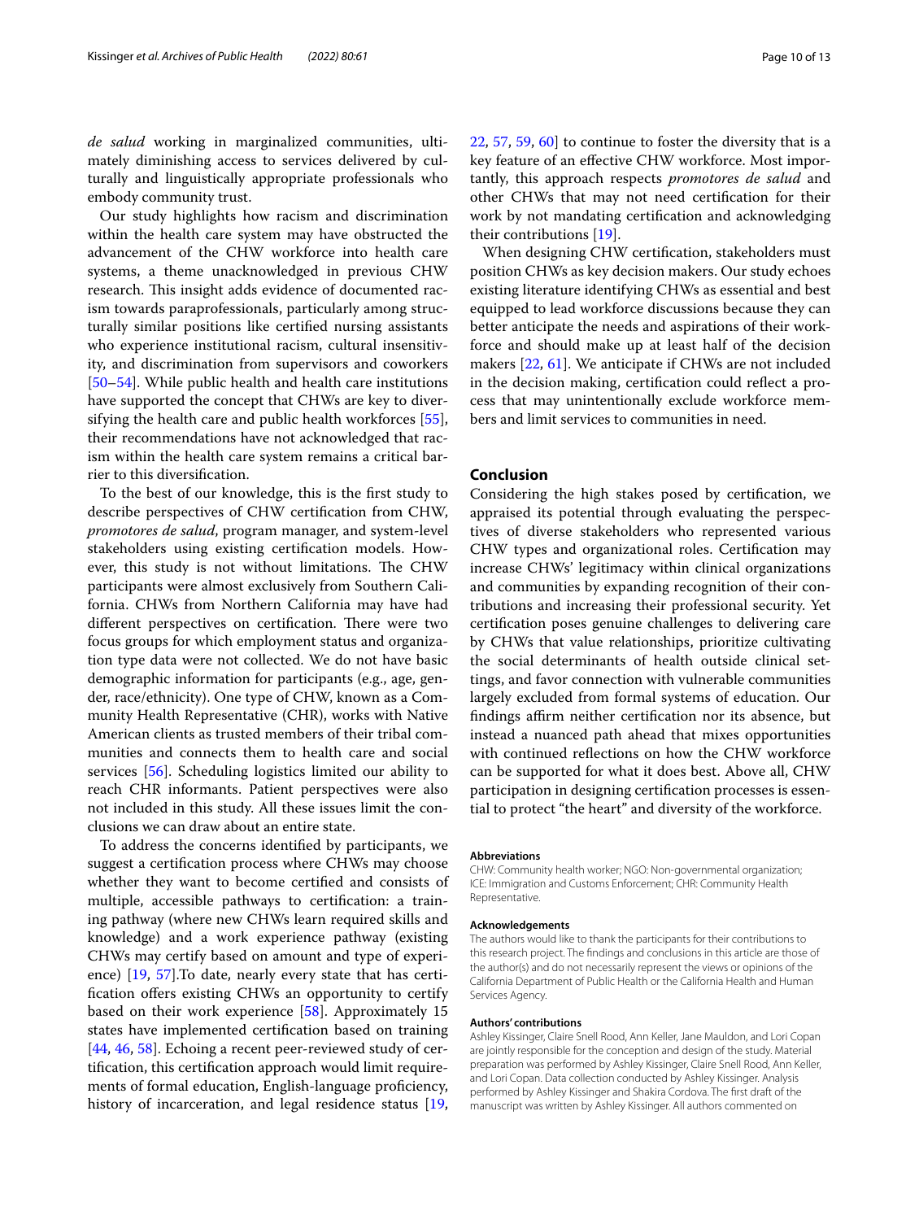*de salud* working in marginalized communities, ultimately diminishing access to services delivered by culturally and linguistically appropriate professionals who embody community trust.

Our study highlights how racism and discrimination within the health care system may have obstructed the advancement of the CHW workforce into health care systems, a theme unacknowledged in previous CHW research. This insight adds evidence of documented racism towards paraprofessionals, particularly among structurally similar positions like certified nursing assistants who experience institutional racism, cultural insensitivity, and discrimination from supervisors and coworkers [50–54]. While public health and health care institutions have supported the concept that CHWs are key to diversifying the health care and public health workforces [55], their recommendations have not acknowledged that racism within the health care system remains a critical barrier to this diversification.

To the best of our knowledge, this is the first study to describe perspectives of CHW certification from CHW, *promotores de salud*, program manager, and system-level stakeholders using existing certification models. However, this study is not without limitations. The CHW participants were almost exclusively from Southern California. CHWs from Northern California may have had different perspectives on certification. There were two focus groups for which employment status and organization type data were not collected. We do not have basic demographic information for participants (e.g., age, gender, race/ethnicity). One type of CHW, known as a Community Health Representative (CHR), works with Native American clients as trusted members of their tribal communities and connects them to health care and social services [56]. Scheduling logistics limited our ability to reach CHR informants. Patient perspectives were also not included in this study. All these issues limit the conclusions we can draw about an entire state.

To address the concerns identified by participants, we suggest a certification process where CHWs may choose whether they want to become certified and consists of multiple, accessible pathways to certification: a training pathway (where new CHWs learn required skills and knowledge) and a work experience pathway (existing CHWs may certify based on amount and type of experience) [19, 57].To date, nearly every state that has certification offers existing CHWs an opportunity to certify based on their work experience [58]. Approximately 15 states have implemented certification based on training [44, 46, 58]. Echoing a recent peer-reviewed study of certification, this certification approach would limit requirements of formal education, English-language proficiency, history of incarceration, and legal residence status [19, 22, 57, 59, 60] to continue to foster the diversity that is a key feature of an effective CHW workforce. Most importantly, this approach respects *promotores de salud* and other CHWs that may not need certification for their work by not mandating certification and acknowledging their contributions [19].

When designing CHW certification, stakeholders must position CHWs as key decision makers. Our study echoes existing literature identifying CHWs as essential and best equipped to lead workforce discussions because they can better anticipate the needs and aspirations of their workforce and should make up at least half of the decision makers [22, 61]. We anticipate if CHWs are not included in the decision making, certification could reflect a process that may unintentionally exclude workforce members and limit services to communities in need.

## Conclusion

Considering the high stakes posed by certification, we appraised its potential through evaluating the perspectives of diverse stakeholders who represented various CHW types and organizational roles. Certification may increase CHWs' legitimacy within clinical organizations and communities by expanding recognition of their contributions and increasing their professional security. Yet certification poses genuine challenges to delivering care by CHWs that value relationships, prioritize cultivating the social determinants of health outside clinical settings, and favor connection with vulnerable communities largely excluded from formal systems of education. Our findings affirm neither certification nor its absence, but instead a nuanced path ahead that mixes opportunities with continued reflections on how the CHW workforce can be supported for what it does best. Above all, CHW participation in designing certification processes is essential to protect "the heart" and diversity of the workforce.

### Abbreviations

CHW: Community health worker; NGO: Non-governmental organization; ICE: Immigration and Customs Enforcement; CHR: Community Health Representative.

### Acknowledgements

The authors would like to thank the participants for their contributions to this research project. The findings and conclusions in this article are those of the author(s) and do not necessarily represent the views or opinions of the California Department of Public Health or the California Health and Human Services Agency.

### Authors' contributions

Ashley Kissinger, Claire Snell Rood, Ann Keller, Jane Mauldon, and Lori Copan are jointly responsible for the conception and design of the study. Material preparation was performed by Ashley Kissinger, Claire Snell Rood, Ann Keller, and Lori Copan. Data collection conducted by Ashley Kissinger. Analysis performed by Ashley Kissinger and Shakira Cordova. The first draft of the manuscript was written by Ashley Kissinger. All authors commented on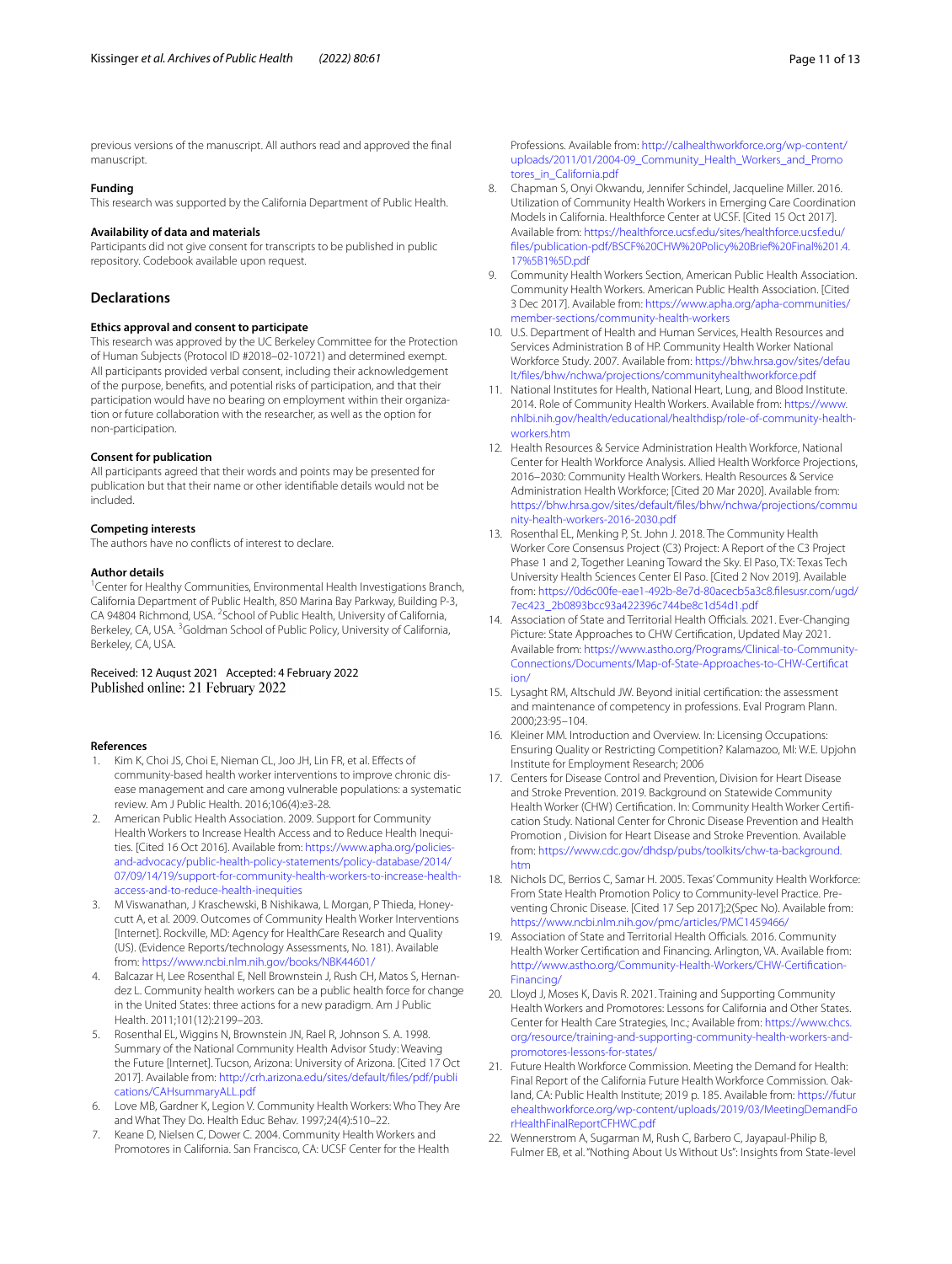previous versions of the manuscript. All authors read and approved the final manuscript.

#### Funding
This research was supported by the California Department of Public Health.

#### Availability of data and materials
Participants did not give consent for transcripts to be published in public repository. Codebook available upon request.

## Declarations

#### Ethics approval and consent to participate
This research was approved by the UC Berkeley Committee for the Protection of Human Subjects (Protocol ID #2018–02-10721) and determined exempt. All participants provided verbal consent, including their acknowledgement of the purpose, benefits, and potential risks of participation, and that their participation would have no bearing on employment within their organization or future collaboration with the researcher, as well as the option for non-participation.

#### Consent for publication
All participants agreed that their words and points may be presented for publication but that their name or other identifiable details would not be included.

#### Competing interests
The authors have no conflicts of interest to declare.

#### Author details
[1]Center for Healthy Communities, Environmental Health Investigations Branch, California Department of Public Health, 850 Marina Bay Parkway, Building P-3, CA 94804 Richmond, USA. [2]School of Public Health, University of California, Berkeley, CA, USA. [3]Goldman School of Public Policy, University of California, Berkeley, CA, USA.

Received: 12 August 2021 Accepted: 4 February 2022
Published online: 21 February 2022

#### References
1. Kim K, Choi JS, Choi E, Nieman CL, Joo JH, Lin FR, et al. Effects of community-based health worker interventions to improve chronic disease management and care among vulnerable populations: a systematic review. Am J Public Health. 2016;106(4):e3-28.
2. American Public Health Association. 2009. Support for Community Health Workers to Increase Health Access and to Reduce Health Inequities. [Cited 16 Oct 2016]. Available from: https://www.apha.org/policies-and-advocacy/public-health-policy-statements/policy-database/2014/07/09/14/19/support-for-community-health-workers-to-increase-health-access-and-to-reduce-health-inequities
3. M Viswanathan, J Kraschewski, B Nishikawa, L Morgan, P Thieda, Honeycutt A, et al. 2009. Outcomes of Community Health Worker Interventions [Internet]. Rockville, MD: Agency for HealthCare Research and Quality (US). (Evidence Reports/technology Assessments, No. 181). Available from: https://www.ncbi.nlm.nih.gov/books/NBK44601/
4. Balcazar H, Lee Rosenthal E, Nell Brownstein J, Rush CH, Matos S, Hernandez L. Community health workers can be a public health force for change in the United States: three actions for a new paradigm. Am J Public Health. 2011;101(12):2199–203.
5. Rosenthal EL, Wiggins N, Brownstein JN, Rael R, Johnson S. A. 1998. Summary of the National Community Health Advisor Study: Weaving the Future [Internet]. Tucson, Arizona: University of Arizona. [Cited 17 Oct 2017]. Available from: http://crh.arizona.edu/sites/default/files/pdf/publications/CAHsummaryALL.pdf
6. Love MB, Gardner K, Legion V. Community Health Workers: Who They Are and What They Do. Health Educ Behav. 1997;24(4):510–22.
7. Keane D, Nielsen C, Dower C. 2004. Community Health Workers and Promotores in California. San Francisco, CA: UCSF Center for the Health Professions. Available from: http://calhealthworkforce.org/wp-content/uploads/2011/01/2004-09_Community_Health_Workers_and_Promotores_in_California.pdf
8. Chapman S, Onyi Okwandu, Jennifer Schindel, Jacqueline Miller. 2016. Utilization of Community Health Workers in Emerging Care Coordination Models in California. Healthforce Center at UCSF. [Cited 15 Oct 2017]. Available from: https://healthforce.ucsf.edu/sites/healthforce.ucsf.edu/files/publication-pdf/BSCF%20CHW%20Policy%20Brief%20Final%201.4.17%5B1%5D.pdf
9. Community Health Workers Section, American Public Health Association. Community Health Workers. American Public Health Association. [Cited 3 Dec 2017]. Available from: https://www.apha.org/apha-communities/member-sections/community-health-workers
10. U.S. Department of Health and Human Services, Health Resources and Services Administration B of HP. Community Health Worker National Workforce Study. 2007. Available from: https://bhw.hrsa.gov/sites/default/files/bhw/nchwa/projections/communityhealthworkforce.pdf
11. National Institutes for Health, National Heart, Lung, and Blood Institute. 2014. Role of Community Health Workers. Available from: https://www.nhlbi.nih.gov/health/educational/healthdisp/role-of-community-health-workers.htm
12. Health Resources & Service Administration Health Workforce, National Center for Health Workforce Analysis. Allied Health Workforce Projections, 2016–2030: Community Health Workers. Health Resources & Service Administration Health Workforce; [Cited 20 Mar 2020]. Available from: https://bhw.hrsa.gov/sites/default/files/bhw/nchwa/projections/community-health-workers-2016-2030.pdf
13. Rosenthal EL, Menking P, St. John J. 2018. The Community Health Worker Core Consensus Project (C3) Project: A Report of the C3 Project Phase 1 and 2, Together Leaning Toward the Sky. El Paso, TX: Texas Tech University Health Sciences Center El Paso. [Cited 2 Nov 2019]. Available from: https://0d6c00fe-eae1-492b-8e7d-80acecb5a3c8.filesusr.com/ugd/7ec423_2b0893bcc93a422396c744be8c1d54d1.pdf
14. Association of State and Territorial Health Officials. 2021. Ever-Changing Picture: State Approaches to CHW Certification, Updated May 2021. Available from: https://www.astho.org/Programs/Clinical-to-Community-Connections/Documents/Map-of-State-Approaches-to-CHW-Certification/
15. Lysaght RM, Altschuld JW. Beyond initial certification: the assessment and maintenance of competency in professions. Eval Program Plann. 2000;23:95–104.
16. Kleiner MM. Introduction and Overview. In: Licensing Occupations: Ensuring Quality or Restricting Competition? Kalamazoo, MI: W.E. Upjohn Institute for Employment Research; 2006
17. Centers for Disease Control and Prevention, Division for Heart Disease and Stroke Prevention. 2019. Background on Statewide Community Health Worker (CHW) Certification. In: Community Health Worker Certification Study. National Center for Chronic Disease Prevention and Health Promotion , Division for Heart Disease and Stroke Prevention. Available from: https://www.cdc.gov/dhdsp/pubs/toolkits/chw-ta-background.htm
18. Nichols DC, Berrios C, Samar H. 2005. Texas' Community Health Workforce: From State Health Promotion Policy to Community-level Practice. Preventing Chronic Disease. [Cited 17 Sep 2017];2(Spec No). Available from: https://www.ncbi.nlm.nih.gov/pmc/articles/PMC1459466/
19. Association of State and Territorial Health Officials. 2016. Community Health Worker Certification and Financing. Arlington, VA. Available from: http://www.astho.org/Community-Health-Workers/CHW-Certification-Financing/
20. Lloyd J, Moses K, Davis R. 2021. Training and Supporting Community Health Workers and Promotores: Lessons for California and Other States. Center for Health Care Strategies, Inc.; Available from: https://www.chcs.org/resource/training-and-supporting-community-health-workers-and-promotores-lessons-for-states/
21. Future Health Workforce Commission. Meeting the Demand for Health: Final Report of the California Future Health Workforce Commission. Oakland, CA: Public Health Institute; 2019 p. 185. Available from: https://futurehealthworkforce.org/wp-content/uploads/2019/03/MeetingDemandForHealthFinalReportCFHWC.pdf
22. Wennerstrom A, Sugarman M, Rush C, Barbero C, Jayapaul-Philip B, Fulmer EB, et al. "Nothing About Us Without Us": Insights from State-level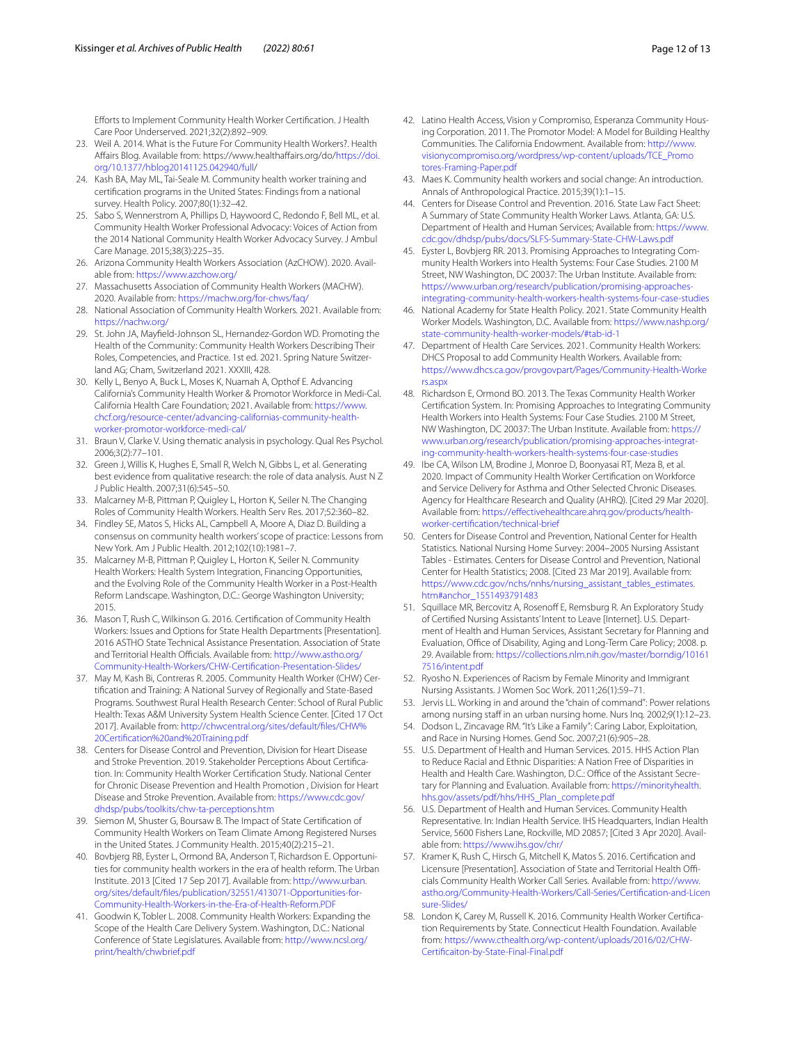Efforts to Implement Community Health Worker Certification. J Health Care Poor Underserved. 2021;32(2):892–909.

23. Weil A. 2014. What is the Future For Community Health Workers?. Health Affairs Blog. Available from: https://www.healthaffairs.org/do/https://doi.org/10.1377/hblog20141125.042940/full/
24. Kash BA, May ML, Tai-Seale M. Community health worker training and certification programs in the United States: Findings from a national survey. Health Policy. 2007;80(1):32–42.
25. Sabo S, Wennerstrom A, Phillips D, Haywoord C, Redondo F, Bell ML, et al. Community Health Worker Professional Advocacy: Voices of Action from the 2014 National Community Health Worker Advocacy Survey. J Ambul Care Manage. 2015;38(3):225–35.
26. Arizona Community Health Workers Association (AzCHOW). 2020. Available from: https://www.azchow.org/
27. Massachusetts Association of Community Health Workers (MACHW). 2020. Available from: https://machw.org/for-chws/faq/
28. National Association of Community Health Workers. 2021. Available from: https://nachw.org/
29. St. John JA, Mayfield-Johnson SL, Hernandez-Gordon WD. Promoting the Health of the Community: Community Health Workers Describing Their Roles, Competencies, and Practice. 1st ed. 2021. Spring Nature Switzerland AG; Cham, Switzerland 2021. XXXIII, 428.
30. Kelly L, Benyo A, Buck L, Moses K, Nuamah A, Opthof E. Advancing California's Community Health Worker & Promotor Workforce in Medi-Cal. California Health Care Foundation; 2021. Available from: https://www.chcf.org/resource-center/advancing-californias-community-health-worker-promotor-workforce-medi-cal/
31. Braun V, Clarke V. Using thematic analysis in psychology. Qual Res Psychol. 2006;3(2):77–101.
32. Green J, Willis K, Hughes E, Small R, Welch N, Gibbs L, et al. Generating best evidence from qualitative research: the role of data analysis. Aust N Z J Public Health. 2007;31(6):545–50.
33. Malcarney M-B, Pittman P, Quigley L, Horton K, Seiler N. The Changing Roles of Community Health Workers. Health Serv Res. 2017;52:360–82.
34. Findley SE, Matos S, Hicks AL, Campbell A, Moore A, Diaz D. Building a consensus on community health workers' scope of practice: Lessons from New York. Am J Public Health. 2012;102(10):1981–7.
35. Malcarney M-B, Pittman P, Quigley L, Horton K, Seiler N. Community Health Workers: Health System Integration, Financing Opportunities, and the Evolving Role of the Community Health Worker in a Post-Health Reform Landscape. Washington, D.C.: George Washington University; 2015.
36. Mason T, Rush C, Wilkinson G. 2016. Certification of Community Health Workers: Issues and Options for State Health Departments [Presentation]. 2016 ASTHO State Technical Assistance Presentation. Association of State and Territorial Health Officials. Available from: http://www.astho.org/Community-Health-Workers/CHW-Certification-Presentation-Slides/
37. May M, Kash Bi, Contreras R. 2005. Community Health Worker (CHW) Certification and Training: A National Survey of Regionally and State-Based Programs. Southwest Rural Health Research Center: School of Rural Public Health: Texas A&M University System Health Science Center. [Cited 17 Oct 2017]. Available from: http://chwcentral.org/sites/default/files/CHW%20Certification%20and%20Training.pdf
38. Centers for Disease Control and Prevention, Division for Heart Disease and Stroke Prevention. 2019. Stakeholder Perceptions About Certification. In: Community Health Worker Certification Study. National Center for Chronic Disease Prevention and Health Promotion , Division for Heart Disease and Stroke Prevention. Available from: https://www.cdc.gov/dhdsp/pubs/toolkits/chw-ta-perceptions.htm
39. Siemon M, Shuster G, Boursaw B. The Impact of State Certification of Community Health Workers on Team Climate Among Registered Nurses in the United States. J Community Health. 2015;40(2):215–21.
40. Bovbjerg RB, Eyster L, Ormond BA, Anderson T, Richardson E. Opportunities for community health workers in the era of health reform. The Urban Institute. 2013 [Cited 17 Sep 2017]. Available from: http://www.urban.org/sites/default/files/publication/32551/413071-Opportunities-for-Community-Health-Workers-in-the-Era-of-Health-Reform.PDF
41. Goodwin K, Tobler L. 2008. Community Health Workers: Expanding the Scope of the Health Care Delivery System. Washington, D.C.: National Conference of State Legislatures. Available from: http://www.ncsl.org/print/health/chwbrief.pdf
42. Latino Health Access, Vision y Compromiso, Esperanza Community Housing Corporation. 2011. The Promotor Model: A Model for Building Healthy Communities. The California Endowment. Available from: http://www.visionycompromiso.org/wordpress/wp-content/uploads/TCE_Promotores-Framing-Paper.pdf
43. Maes K. Community health workers and social change: An introduction. Annals of Anthropological Practice. 2015;39(1):1–15.
44. Centers for Disease Control and Prevention. 2016. State Law Fact Sheet: A Summary of State Community Health Worker Laws. Atlanta, GA: U.S. Department of Health and Human Services; Available from: https://www.cdc.gov/dhdsp/pubs/docs/SLFS-Summary-State-CHW-Laws.pdf
45. Eyster L, Bovbjerg RR. 2013. Promising Approaches to Integrating Community Health Workers into Health Systems: Four Case Studies. 2100 M Street, NW Washington, DC 20037: The Urban Institute. Available from: https://www.urban.org/research/publication/promising-approaches-integrating-community-health-workers-health-systems-four-case-studies
46. National Academy for State Health Policy. 2021. State Community Health Worker Models. Washington, D.C. Available from: https://www.nashp.org/state-community-health-worker-models/#tab-id-1
47. Department of Health Care Services. 2021. Community Health Workers: DHCS Proposal to add Community Health Workers. Available from: https://www.dhcs.ca.gov/provgovpart/Pages/Community-Health-Workers.aspx
48. Richardson E, Ormond BO. 2013. The Texas Community Health Worker Certification System. In: Promising Approaches to Integrating Community Health Workers into Health Systems: Four Case Studies. 2100 M Street, NW Washington, DC 20037: The Urban Institute. Available from: https://www.urban.org/research/publication/promising-approaches-integrating-community-health-workers-health-systems-four-case-studies
49. Ibe CA, Wilson LM, Brodine J, Monroe D, Boonyasai RT, Meza B, et al. 2020. Impact of Community Health Worker Certification on Workforce and Service Delivery for Asthma and Other Selected Chronic Diseases. Agency for Healthcare Research and Quality (AHRQ). [Cited 29 Mar 2020]. Available from: https://effectivehealthcare.ahrq.gov/products/health-worker-certification/technical-brief
50. Centers for Disease Control and Prevention, National Center for Health Statistics. National Nursing Home Survey: 2004–2005 Nursing Assistant Tables - Estimates. Centers for Disease Control and Prevention, National Center for Health Statistics; 2008. [Cited 23 Mar 2019]. Available from: https://www.cdc.gov/nchs/nnhs/nursing_assistant_tables_estimates.htm#anchor_1551493791483
51. Squillace MR, Bercovitz A, Rosenoff E, Remsburg R. An Exploratory Study of Certified Nursing Assistants' Intent to Leave [Internet]. U.S. Department of Health and Human Services, Assistant Secretary for Planning and Evaluation, Office of Disability, Aging and Long-Term Care Policy; 2008. p. 29. Available from: https://collections.nlm.nih.gov/master/borndig/101617516/intent.pdf
52. Ryosho N. Experiences of Racism by Female Minority and Immigrant Nursing Assistants. J Women Soc Work. 2011;26(1):59–71.
53. Jervis LL. Working in and around the "chain of command": Power relations among nursing staff in an urban nursing home. Nurs Inq. 2002;9(1):12–23.
54. Dodson L, Zincavage RM. "It's Like a Family": Caring Labor, Exploitation, and Race in Nursing Homes. Gend Soc. 2007;21(6):905–28.
55. U.S. Department of Health and Human Services. 2015. HHS Action Plan to Reduce Racial and Ethnic Disparities: A Nation Free of Disparities in Health and Health Care. Washington, D.C.: Office of the Assistant Secretary for Planning and Evaluation. Available from: https://minorityhealth.hhs.gov/assets/pdf/hhs/HHS_Plan_complete.pdf
56. U.S. Department of Health and Human Services. Community Health Representative. In: Indian Health Service. IHS Headquarters, Indian Health Service, 5600 Fishers Lane, Rockville, MD 20857; [Cited 3 Apr 2020]. Available from: https://www.ihs.gov/chr/
57. Kramer K, Rush C, Hirsch G, Mitchell K, Matos S. 2016. Certification and Licensure [Presentation]. Association of State and Territorial Health Officials Community Health Worker Call Series. Available from: http://www.astho.org/Community-Health-Workers/Call-Series/Certification-and-Licensure-Slides/
58. London K, Carey M, Russell K. 2016. Community Health Worker Certification Requirements by State. Connecticut Health Foundation. Available from: https://www.cthealth.org/wp-content/uploads/2016/02/CHW-Certificaiton-by-State-Final-Final.pdf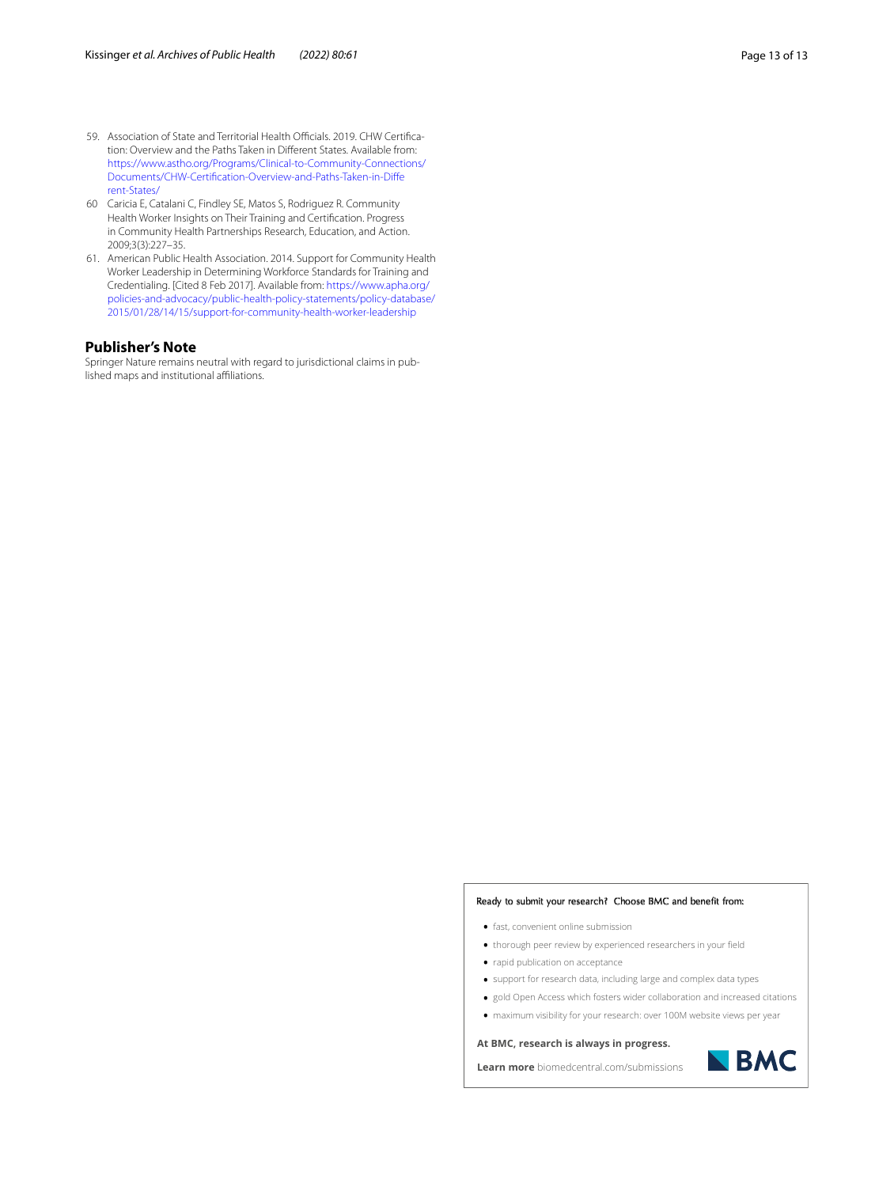59. Association of State and Territorial Health Officials. 2019. CHW Certification: Overview and the Paths Taken in Different States. Available from: https://www.astho.org/Programs/Clinical-to-Community-Connections/Documents/CHW-Certification-Overview-and-Paths-Taken-in-Different-States/
60. Caricia E, Catalani C, Findley SE, Matos S, Rodriguez R. Community Health Worker Insights on Their Training and Certification. Progress in Community Health Partnerships Research, Education, and Action. 2009;3(3):227–35.
61. American Public Health Association. 2014. Support for Community Health Worker Leadership in Determining Workforce Standards for Training and Credentialing. [Cited 8 Feb 2017]. Available from: https://www.apha.org/policies-and-advocacy/public-health-policy-statements/policy-database/2015/01/28/14/15/support-for-community-health-worker-leadership

## Publisher's Note

Springer Nature remains neutral with regard to jurisdictional claims in published maps and institutional affiliations.

Ready to submit your research? Choose BMC and benefit from:

- fast, convenient online submission
- thorough peer review by experienced researchers in your field
- rapid publication on acceptance
- support for research data, including large and complex data types
- gold Open Access which fosters wider collaboration and increased citations
- maximum visibility for your research: over 100M website views per year

**At BMC, research is always in progress.**

**Learn more** biomedcentral.com/submissions

BMC